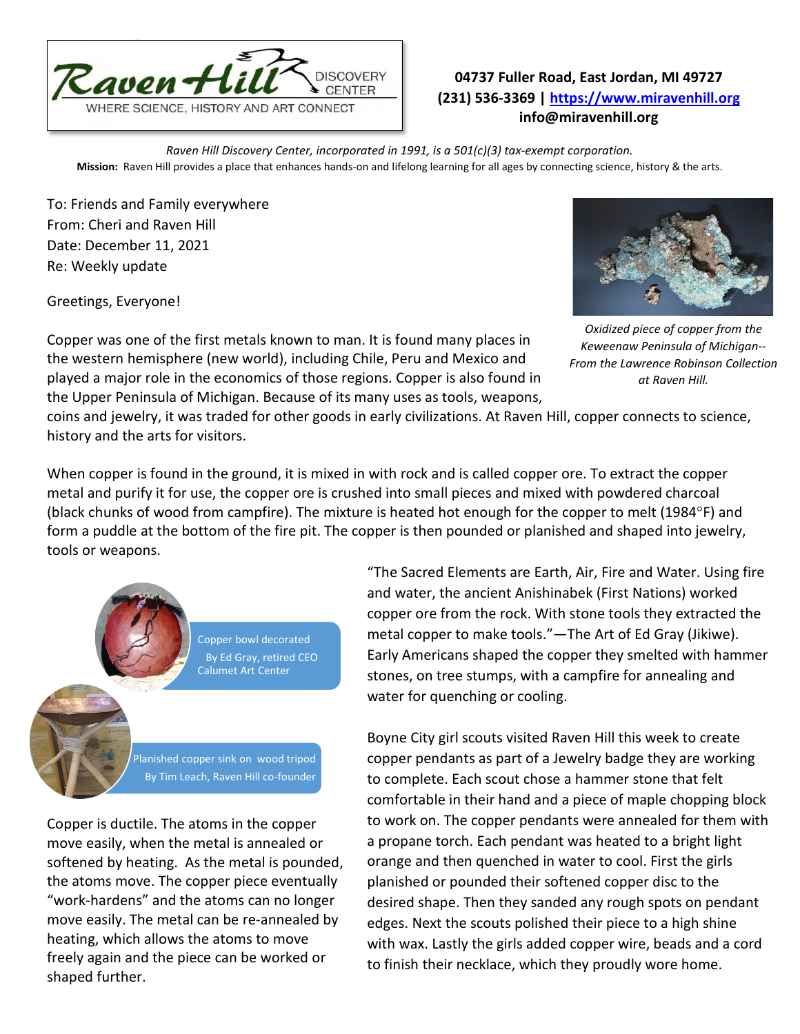Raven Hill DISCOVERY CENTER
WHERE SCIENCE, HISTORY AND ART CONNECT

**04737 Fuller Road, East Jordan, MI 49727**
**(231) 536-3369 | https://www.miravenhill.org**
**info@miravenhill.org**

*Raven Hill Discovery Center, incorporated in 1991, is a 501(c)(3) tax-exempt corporation.*
**Mission:** Raven Hill provides a place that enhances hands-on and lifelong learning for all ages by connecting science, history & the arts.

To: Friends and Family everywhere
From: Cheri and Raven Hill
Date: December 11, 2021
Re: Weekly update

Greetings, Everyone!

*Oxidized piece of copper from the Keweenaw Peninsula of Michigan--From the Lawrence Robinson Collection at Raven Hill.*

Copper was one of the first metals known to man. It is found many places in the western hemisphere (new world), including Chile, Peru and Mexico and played a major role in the economics of those regions. Copper is also found in the Upper Peninsula of Michigan. Because of its many uses as tools, weapons, coins and jewelry, it was traded for other goods in early civilizations. At Raven Hill, copper connects to science, history and the arts for visitors.

When copper is found in the ground, it is mixed in with rock and is called copper ore. To extract the copper metal and purify it for use, the copper ore is crushed into small pieces and mixed with powdered charcoal (black chunks of wood from campfire). The mixture is heated hot enough for the copper to melt (1984°F) and form a puddle at the bottom of the fire pit. The copper is then pounded or planished and shaped into jewelry, tools or weapons.

Copper bowl decorated By Ed Gray, retired CEO Calumet Art Center

Planished copper sink on wood tripod By Tim Leach, Raven Hill co-founder

Copper is ductile. The atoms in the copper move easily, when the metal is annealed or softened by heating. As the metal is pounded, the atoms move. The copper piece eventually "work-hardens" and the atoms can no longer move easily. The metal can be re-annealed by heating, which allows the atoms to move freely again and the piece can be worked or shaped further.

"The Sacred Elements are Earth, Air, Fire and Water. Using fire and water, the ancient Anishinabek (First Nations) worked copper ore from the rock. With stone tools they extracted the metal copper to make tools."—The Art of Ed Gray (Jikiwe). Early Americans shaped the copper they smelted with hammer stones, on tree stumps, with a campfire for annealing and water for quenching or cooling.

Boyne City girl scouts visited Raven Hill this week to create copper pendants as part of a Jewelry badge they are working to complete. Each scout chose a hammer stone that felt comfortable in their hand and a piece of maple chopping block to work on. The copper pendants were annealed for them with a propane torch. Each pendant was heated to a bright light orange and then quenched in water to cool. First the girls planished or pounded their softened copper disc to the desired shape. Then they sanded any rough spots on pendant edges. Next the scouts polished their piece to a high shine with wax. Lastly the girls added copper wire, beads and a cord to finish their necklace, which they proudly wore home.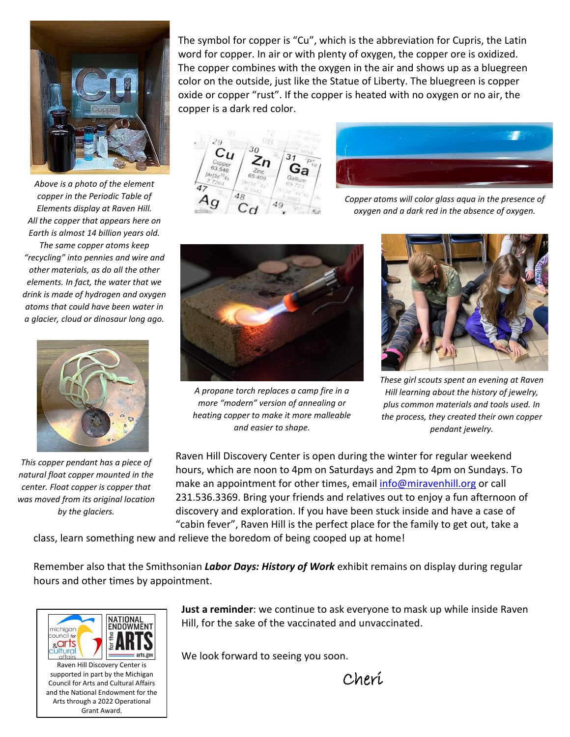The symbol for copper is "Cu", which is the abbreviation for Cupris, the Latin word for copper. In air or with plenty of oxygen, the copper ore is oxidized. The copper combines with the oxygen in the air and shows up as a bluegreen color on the outside, just like the Statue of Liberty. The bluegreen is copper oxide or copper "rust". If the copper is heated with no oxygen or no air, the copper is a dark red color.

*Above is a photo of the element copper in the Periodic Table of Elements display at Raven Hill. All the copper that appears here on Earth is almost 14 billion years old. The same copper atoms keep "recycling" into pennies and wire and other materials, as do all the other elements. In fact, the water that we drink is made of hydrogen and oxygen atoms that could have been water in a glacier, cloud or dinosaur long ago.*

*Copper atoms will color glass aqua in the presence of oxygen and a dark red in the absence of oxygen.*

*A propane torch replaces a camp fire in a more "modern" version of annealing or heating copper to make it more malleable and easier to shape.*

*These girl scouts spent an evening at Raven Hill learning about the history of jewelry, plus common materials and tools used. In the process, they created their own copper pendant jewelry.*

*This copper pendant has a piece of natural float copper mounted in the center. Float copper is copper that was moved from its original location by the glaciers.*

Raven Hill Discovery Center is open during the winter for regular weekend hours, which are noon to 4pm on Saturdays and 2pm to 4pm on Sundays. To make an appointment for other times, email info@miravenhill.org or call 231.536.3369. Bring your friends and relatives out to enjoy a fun afternoon of discovery and exploration. If you have been stuck inside and have a case of "cabin fever", Raven Hill is the perfect place for the family to get out, take a class, learn something new and relieve the boredom of being cooped up at home!

Remember also that the Smithsonian ***Labor Days: History of Work*** exhibit remains on display during regular hours and other times by appointment.

Raven Hill Discovery Center is supported in part by the Michigan Council for Arts and Cultural Affairs and the National Endowment for the Arts through a 2022 Operational Grant Award.

**Just a reminder**: we continue to ask everyone to mask up while inside Raven Hill, for the sake of the vaccinated and unvaccinated.

We look forward to seeing you soon.

Cheri